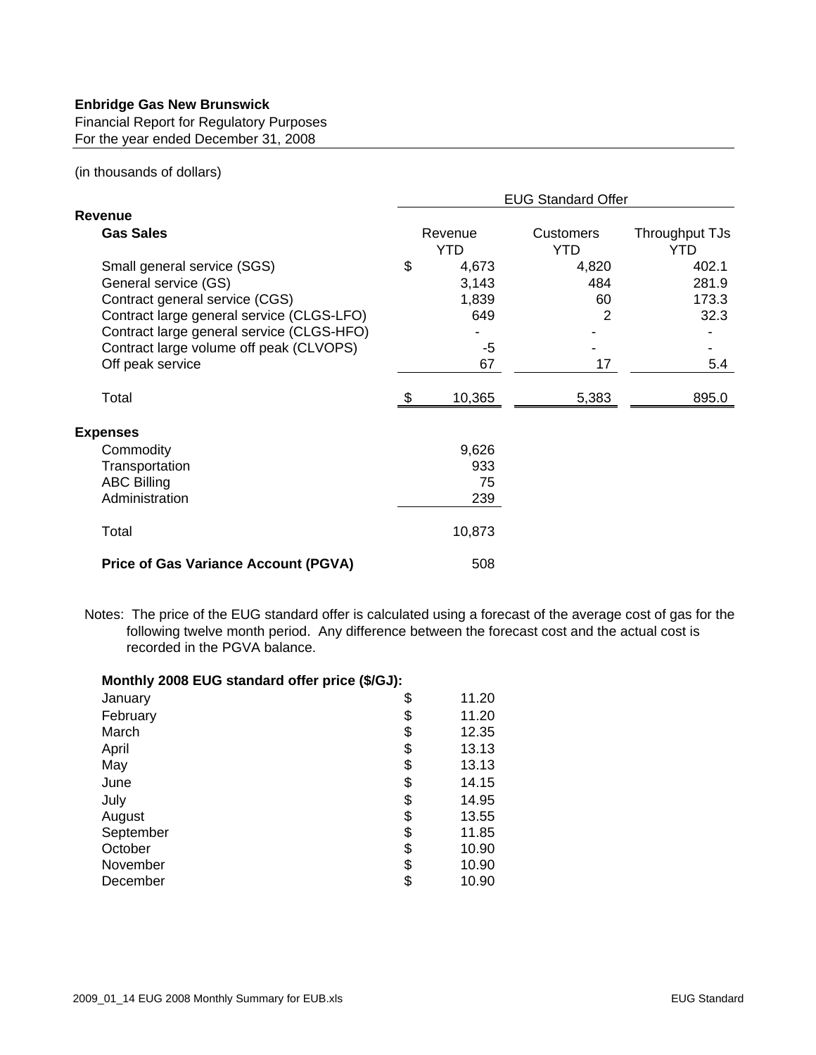**Enbridge Gas New Brunswick**
Financial Report for Regulatory Purposes
For the year ended December 31, 2008

(in thousands of dollars)

| | EUG Standard Offer | | |
|---|---|---|---|
| **Revenue** | | | |
| **Gas Sales** | Revenue YTD | Customers YTD | Throughput TJs YTD |
| Small general service (SGS) | $ 4,673 | 4,820 | 402.1 |
| General service (GS) | 3,143 | 484 | 281.9 |
| Contract general service (CGS) | 1,839 | 60 | 173.3 |
| Contract large general service (CLGS-LFO) | 649 | 2 | 32.3 |
| Contract large general service (CLGS-HFO) | - | - | - |
| Contract large volume off peak (CLVOPS) | -5 | - | - |
| Off peak service | 67 | 17 | 5.4 |
| Total | $ 10,365 | 5,383 | 895.0 |
| **Expenses** | | | |
| Commodity | 9,626 | | |
| Transportation | 933 | | |
| ABC Billing | 75 | | |
| Administration | 239 | | |
| Total | 10,873 | | |
| **Price of Gas Variance Account (PGVA)** | 508 | | |

Notes: The price of the EUG standard offer is calculated using a forecast of the average cost of gas for the following twelve month period. Any difference between the forecast cost and the actual cost is recorded in the PGVA balance.

**Monthly 2008 EUG standard offer price ($/GJ):**

| Month | Price |
|---|---|
| January | $ 11.20 |
| February | $ 11.20 |
| March | $ 12.35 |
| April | $ 13.13 |
| May | $ 13.13 |
| June | $ 14.15 |
| July | $ 14.95 |
| August | $ 13.55 |
| September | $ 11.85 |
| October | $ 10.90 |
| November | $ 10.90 |
| December | $ 10.90 |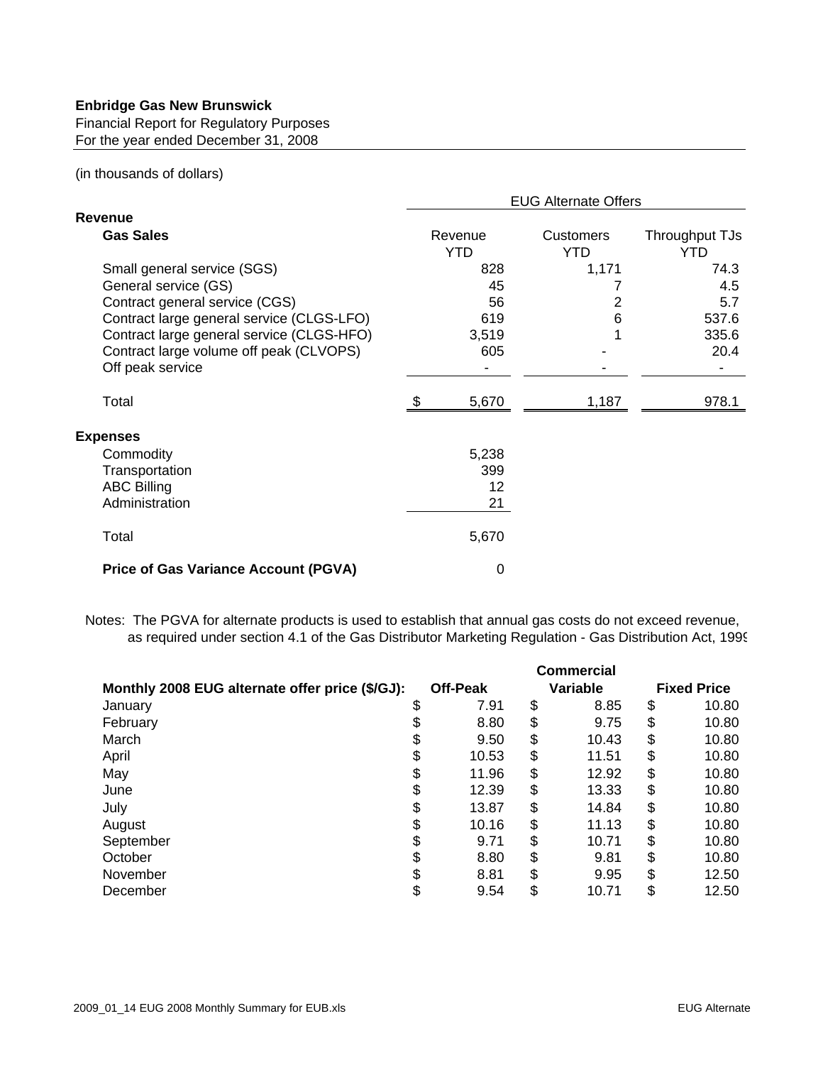**Enbridge Gas New Brunswick**
Financial Report for Regulatory Purposes
For the year ended December 31, 2008

(in thousands of dollars)

| | EUG Alternate Offers | | |
|---|---|---|---|
| **Revenue** | | | |
| **Gas Sales** | Revenue YTD | Customers YTD | Throughput TJs YTD |
| Small general service (SGS) | 828 | 1,171 | 74.3 |
| General service (GS) | 45 | 7 | 4.5 |
| Contract general service (CGS) | 56 | 2 | 5.7 |
| Contract large general service (CLGS-LFO) | 619 | 6 | 537.6 |
| Contract large general service (CLGS-HFO) | 3,519 | 1 | 335.6 |
| Contract large volume off peak (CLVOPS) | 605 | - | 20.4 |
| Off peak service | - | - | - |
| Total | $ 5,670 | 1,187 | 978.1 |
| **Expenses** | | | |
| Commodity | 5,238 | | |
| Transportation | 399 | | |
| ABC Billing | 12 | | |
| Administration | 21 | | |
| Total | 5,670 | | |
| **Price of Gas Variance Account (PGVA)** | 0 | | |

Notes: The PGVA for alternate products is used to establish that annual gas costs do not exceed revenue, as required under section 4.1 of the Gas Distributor Marketing Regulation - Gas Distribution Act, 1999

| **Monthly 2008 EUG alternate offer price ($/GJ):** | **Off-Peak** | **Commercial Variable** | **Fixed Price** |
|---|---|---|---|
| January | $ 7.91 | $ 8.85 | $ 10.80 |
| February | $ 8.80 | $ 9.75 | $ 10.80 |
| March | $ 9.50 | $ 10.43 | $ 10.80 |
| April | $ 10.53 | $ 11.51 | $ 10.80 |
| May | $ 11.96 | $ 12.92 | $ 10.80 |
| June | $ 12.39 | $ 13.33 | $ 10.80 |
| July | $ 13.87 | $ 14.84 | $ 10.80 |
| August | $ 10.16 | $ 11.13 | $ 10.80 |
| September | $ 9.71 | $ 10.71 | $ 10.80 |
| October | $ 8.80 | $ 9.81 | $ 10.80 |
| November | $ 8.81 | $ 9.95 | $ 12.50 |
| December | $ 9.54 | $ 10.71 | $ 12.50 |